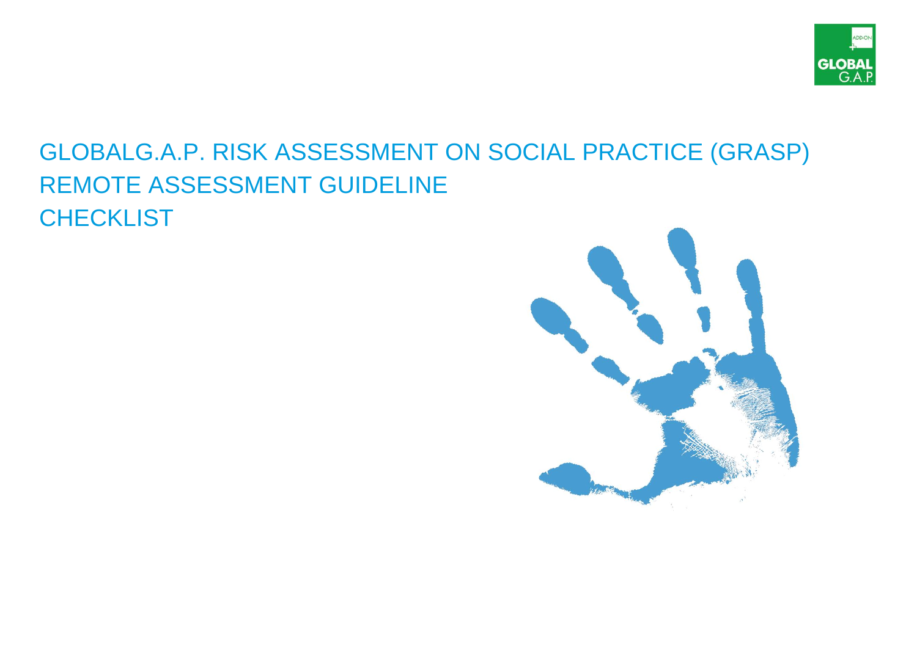# GLOBALG.A.P. RISK ASSESSMENT ON SOCIAL PRACTICE (GRASP)
# REMOTE ASSESSMENT GUIDELINE
# CHECKLIST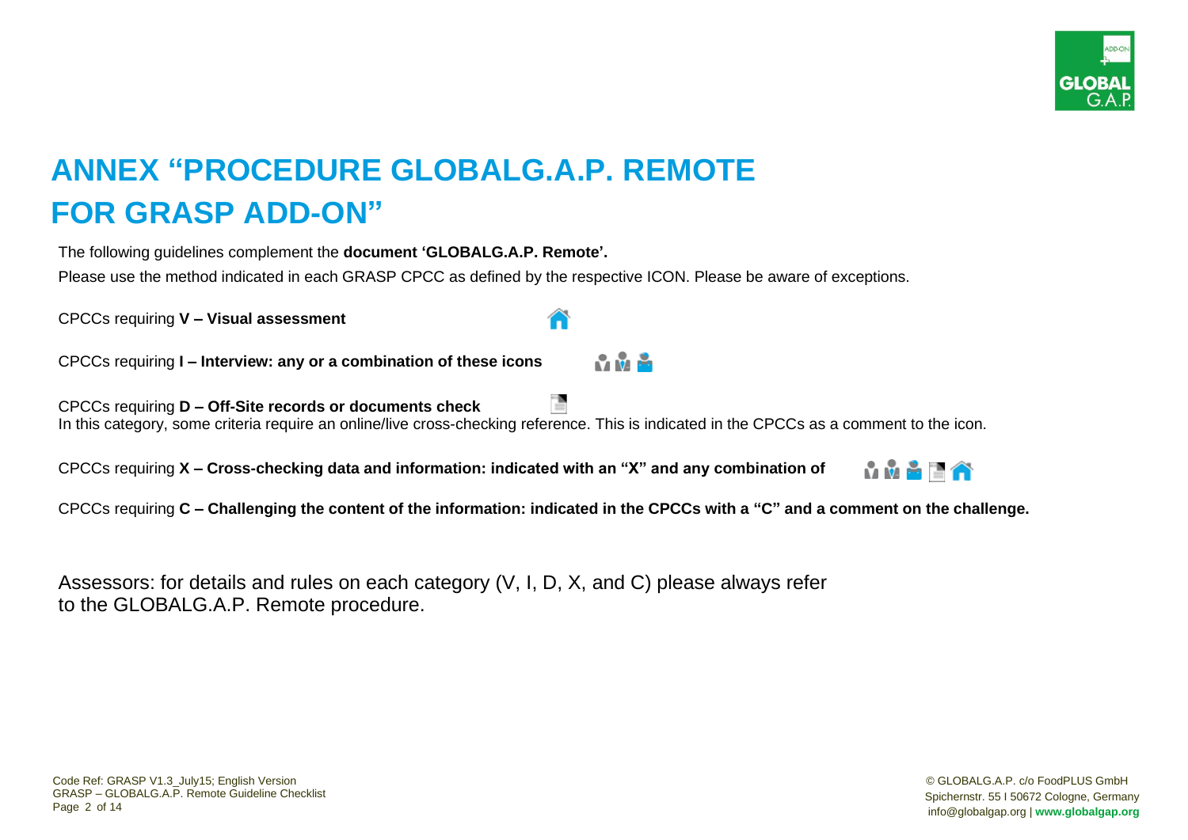# ANNEX "PROCEDURE GLOBALG.A.P. REMOTE FOR GRASP ADD-ON"

The following guidelines complement the **document 'GLOBALG.A.P. Remote'.**

Please use the method indicated in each GRASP CPCC as defined by the respective ICON. Please be aware of exceptions.

CPCCs requiring **V – Visual assessment**

CPCCs requiring **I – Interview: any or a combination of these icons**

CPCCs requiring **D – Off-Site records or documents check**
In this category, some criteria require an online/live cross-checking reference. This is indicated in the CPCCs as a comment to the icon.

CPCCs requiring **X – Cross-checking data and information: indicated with an "X" and any combination of**

CPCCs requiring **C – Challenging the content of the information: indicated in the CPCCs with a "C" and a comment on the challenge.**

Assessors: for details and rules on each category (V, I, D, X, and C) please always refer to the GLOBALG.A.P. Remote procedure.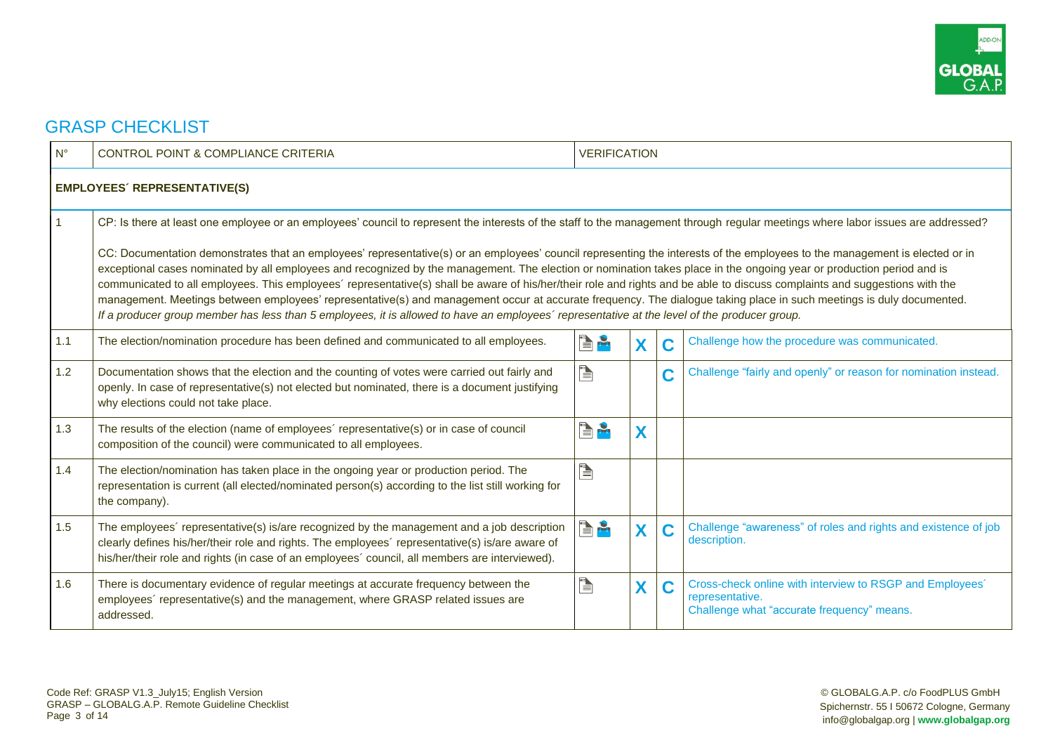# GRASP CHECKLIST

| N° | CONTROL POINT & COMPLIANCE CRITERIA | VERIFICATION | | | |
|---|---|---|---|---|---|
| **EMPLOYEES´ REPRESENTATIVE(S)** | | | | | |
| 1 | CP: Is there at least one employee or an employees' council to represent the interests of the staff to the management through regular meetings where labor issues are addressed?<br><br>CC: Documentation demonstrates that an employees' representative(s) or an employees' council representing the interests of the employees to the management is elected or in exceptional cases nominated by all employees and recognized by the management. The election or nomination takes place in the ongoing year or production period and is communicated to all employees. This employees´ representative(s) shall be aware of his/her/their role and rights and be able to discuss complaints and suggestions with the management. Meetings between employees' representative(s) and management occur at accurate frequency. The dialogue taking place in such meetings is duly documented.<br>*If a producer group member has less than 5 employees, it is allowed to have an employees´ representative at the level of the producer group.* | | | | |
| 1.1 | The election/nomination procedure has been defined and communicated to all employees. | | X | C | Challenge how the procedure was communicated. |
| 1.2 | Documentation shows that the election and the counting of votes were carried out fairly and openly. In case of representative(s) not elected but nominated, there is a document justifying why elections could not take place. | | | C | Challenge "fairly and openly" or reason for nomination instead. |
| 1.3 | The results of the election (name of employees´ representative(s) or in case of council composition of the council) were communicated to all employees. | | X | | |
| 1.4 | The election/nomination has taken place in the ongoing year or production period. The representation is current (all elected/nominated person(s) according to the list still working for the company). | | | | |
| 1.5 | The employees´ representative(s) is/are recognized by the management and a job description clearly defines his/her/their role and rights. The employees´ representative(s) is/are aware of his/her/their role and rights (in case of an employees´ council, all members are interviewed). | | X | C | Challenge "awareness" of roles and rights and existence of job description. |
| 1.6 | There is documentary evidence of regular meetings at accurate frequency between the employees´ representative(s) and the management, where GRASP related issues are addressed. | | X | C | Cross-check online with interview to RSGP and Employees´ representative.<br>Challenge what "accurate frequency" means. |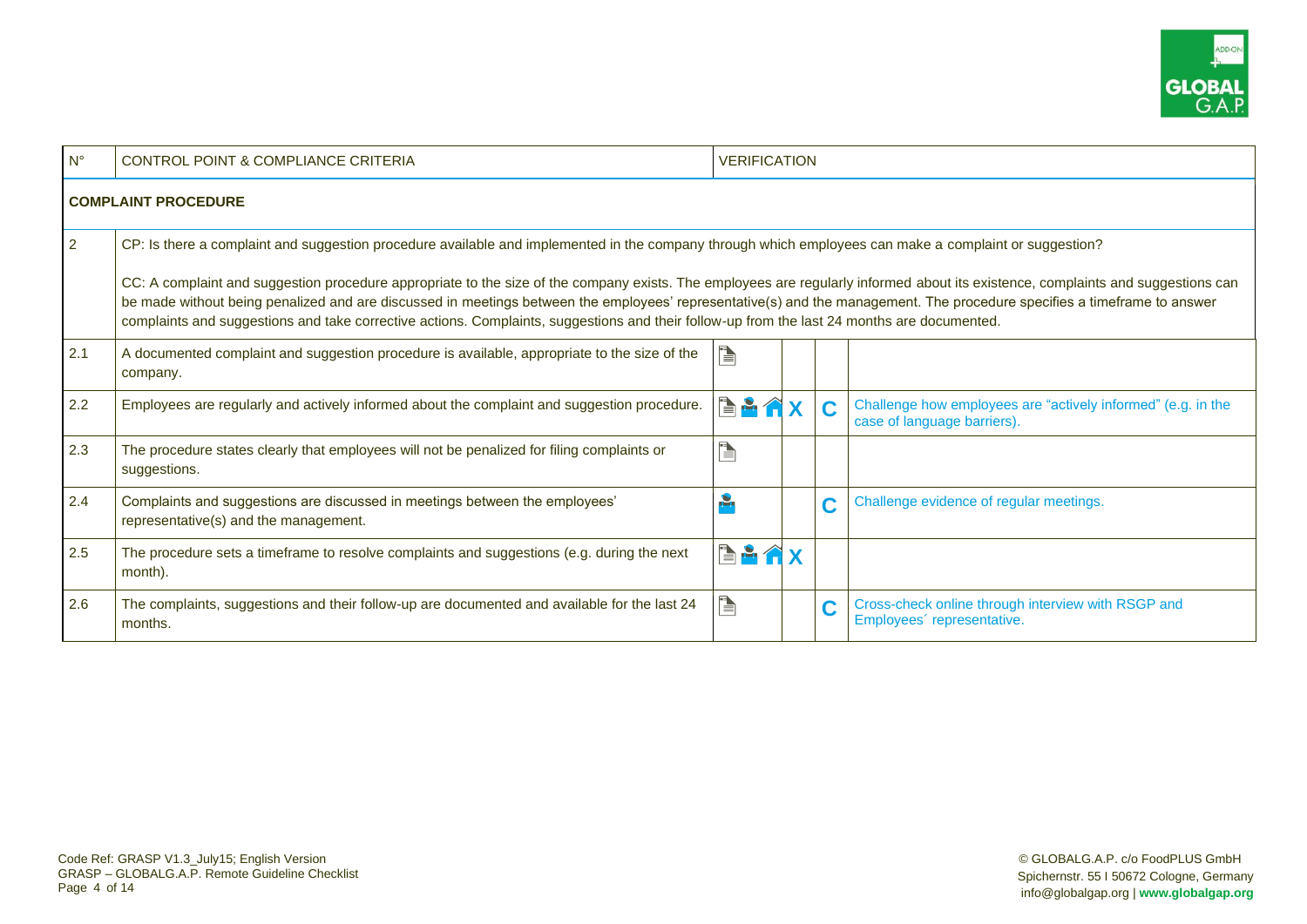| N° | CONTROL POINT & COMPLIANCE CRITERIA | VERIFICATION | | | |
|---|---|---|---|---|---|
| **COMPLAINT PROCEDURE** | | | | | |
| 2 | CP: Is there a complaint and suggestion procedure available and implemented in the company through which employees can make a complaint or suggestion?<br><br>CC: A complaint and suggestion procedure appropriate to the size of the company exists. The employees are regularly informed about its existence, complaints and suggestions can be made without being penalized and are discussed in meetings between the employees' representative(s) and the management. The procedure specifies a timeframe to answer complaints and suggestions and take corrective actions. Complaints, suggestions and their follow-up from the last 24 months are documented. | | | | |
| 2.1 | A documented complaint and suggestion procedure is available, appropriate to the size of the company. | | | | |
| 2.2 | Employees are regularly and actively informed about the complaint and suggestion procedure. | | X | C | Challenge how employees are "actively informed" (e.g. in the case of language barriers). |
| 2.3 | The procedure states clearly that employees will not be penalized for filing complaints or suggestions. | | | | |
| 2.4 | Complaints and suggestions are discussed in meetings between the employees' representative(s) and the management. | | | C | Challenge evidence of regular meetings. |
| 2.5 | The procedure sets a timeframe to resolve complaints and suggestions (e.g. during the next month). | | X | | |
| 2.6 | The complaints, suggestions and their follow-up are documented and available for the last 24 months. | | | C | Cross-check online through interview with RSGP and Employees´ representative. |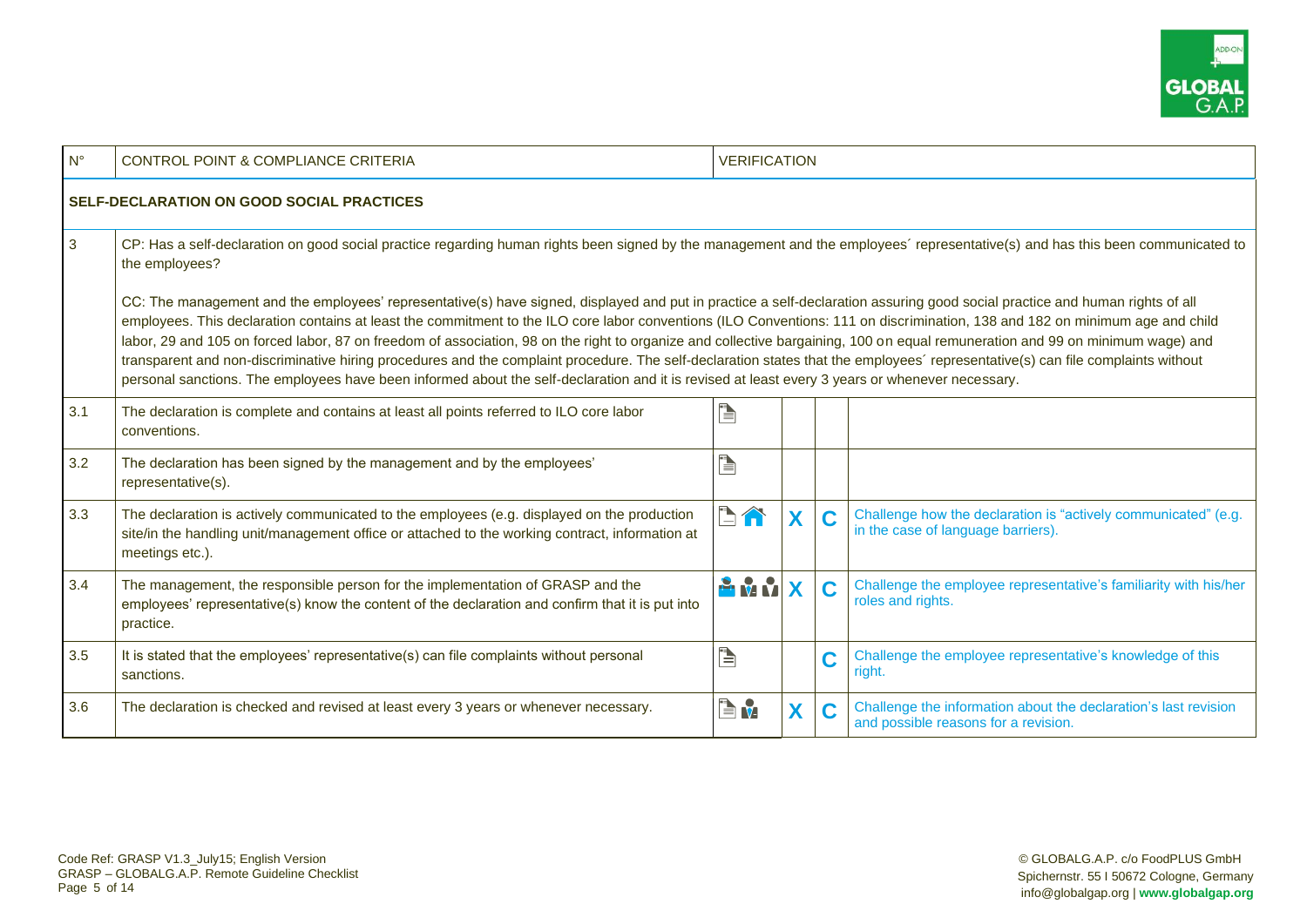| N° | CONTROL POINT & COMPLIANCE CRITERIA | VERIFICATION | | | |
|---|---|---|---|---|---|
| **SELF-DECLARATION ON GOOD SOCIAL PRACTICES** | | | | | |
| 3 | CP: Has a self-declaration on good social practice regarding human rights been signed by the management and the employees´ representative(s) and has this been communicated to the employees?<br><br>CC: The management and the employees' representative(s) have signed, displayed and put in practice a self-declaration assuring good social practice and human rights of all employees. This declaration contains at least the commitment to the ILO core labor conventions (ILO Conventions: 111 on discrimination, 138 and 182 on minimum age and child labor, 29 and 105 on forced labor, 87 on freedom of association, 98 on the right to organize and collective bargaining, 100 on equal remuneration and 99 on minimum wage) and transparent and non-discriminative hiring procedures and the complaint procedure. The self-declaration states that the employees´ representative(s) can file complaints without personal sanctions. The employees have been informed about the self-declaration and it is revised at least every 3 years or whenever necessary. | | | | |
| 3.1 | The declaration is complete and contains at least all points referred to ILO core labor conventions. | | | | |
| 3.2 | The declaration has been signed by the management and by the employees' representative(s). | | | | |
| 3.3 | The declaration is actively communicated to the employees (e.g. displayed on the production site/in the handling unit/management office or attached to the working contract, information at meetings etc.). | | X | C | Challenge how the declaration is "actively communicated" (e.g. in the case of language barriers). |
| 3.4 | The management, the responsible person for the implementation of GRASP and the employees' representative(s) know the content of the declaration and confirm that it is put into practice. | | X | C | Challenge the employee representative's familiarity with his/her roles and rights. |
| 3.5 | It is stated that the employees' representative(s) can file complaints without personal sanctions. | | | C | Challenge the employee representative's knowledge of this right. |
| 3.6 | The declaration is checked and revised at least every 3 years or whenever necessary. | | X | C | Challenge the information about the declaration's last revision and possible reasons for a revision. |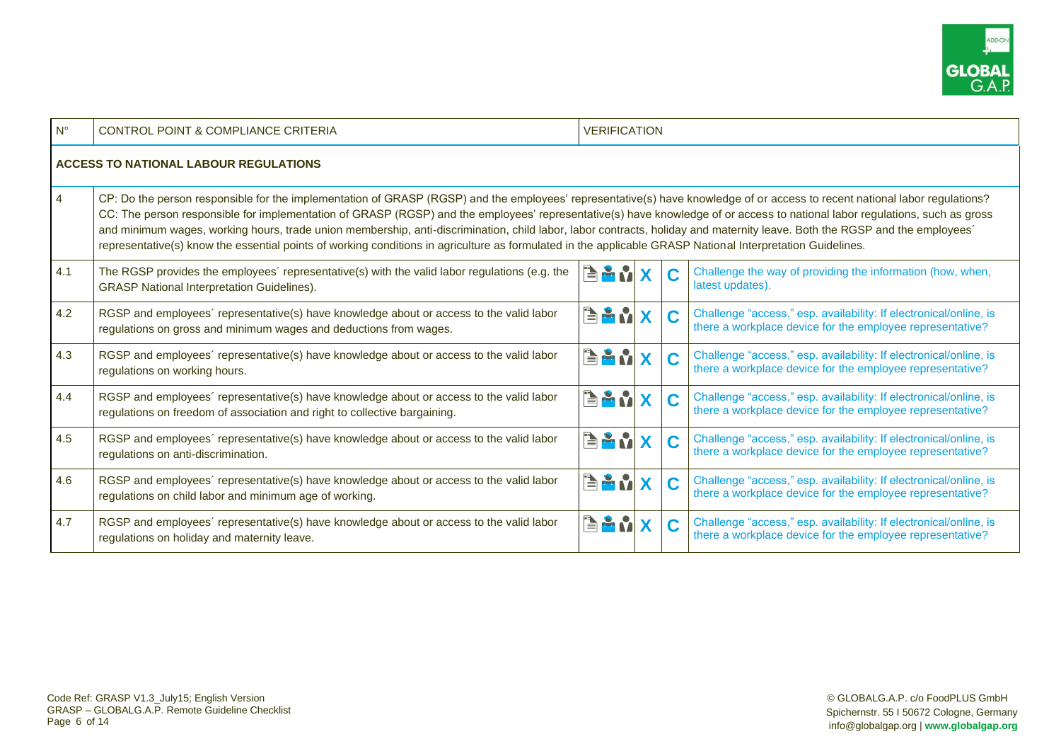| N° | CONTROL POINT & COMPLIANCE CRITERIA | VERIFICATION | | | |
|---|---|---|---|---|---|
| **ACCESS TO NATIONAL LABOUR REGULATIONS** | | | | | |
| 4 | CP: Do the person responsible for the implementation of GRASP (RGSP) and the employees' representative(s) have knowledge of or access to recent national labor regulations?<br>CC: The person responsible for implementation of GRASP (RGSP) and the employees' representative(s) have knowledge of or access to national labor regulations, such as gross and minimum wages, working hours, trade union membership, anti-discrimination, child labor, labor contracts, holiday and maternity leave. Both the RGSP and the employees´ representative(s) know the essential points of working conditions in agriculture as formulated in the applicable GRASP National Interpretation Guidelines. | | | | |
| 4.1 | The RGSP provides the employees´ representative(s) with the valid labor regulations (e.g. the GRASP National Interpretation Guidelines). | | X | C | Challenge the way of providing the information (how, when, latest updates). |
| 4.2 | RGSP and employees´ representative(s) have knowledge about or access to the valid labor regulations on gross and minimum wages and deductions from wages. | | X | C | Challenge "access," esp. availability: If electronical/online, is there a workplace device for the employee representative? |
| 4.3 | RGSP and employees´ representative(s) have knowledge about or access to the valid labor regulations on working hours. | | X | C | Challenge "access," esp. availability: If electronical/online, is there a workplace device for the employee representative? |
| 4.4 | RGSP and employees´ representative(s) have knowledge about or access to the valid labor regulations on freedom of association and right to collective bargaining. | | X | C | Challenge "access," esp. availability: If electronical/online, is there a workplace device for the employee representative? |
| 4.5 | RGSP and employees´ representative(s) have knowledge about or access to the valid labor regulations on anti-discrimination. | | X | C | Challenge "access," esp. availability: If electronical/online, is there a workplace device for the employee representative? |
| 4.6 | RGSP and employees´ representative(s) have knowledge about or access to the valid labor regulations on child labor and minimum age of working. | | X | C | Challenge "access," esp. availability: If electronical/online, is there a workplace device for the employee representative? |
| 4.7 | RGSP and employees´ representative(s) have knowledge about or access to the valid labor regulations on holiday and maternity leave. | | X | C | Challenge "access," esp. availability: If electronical/online, is there a workplace device for the employee representative? |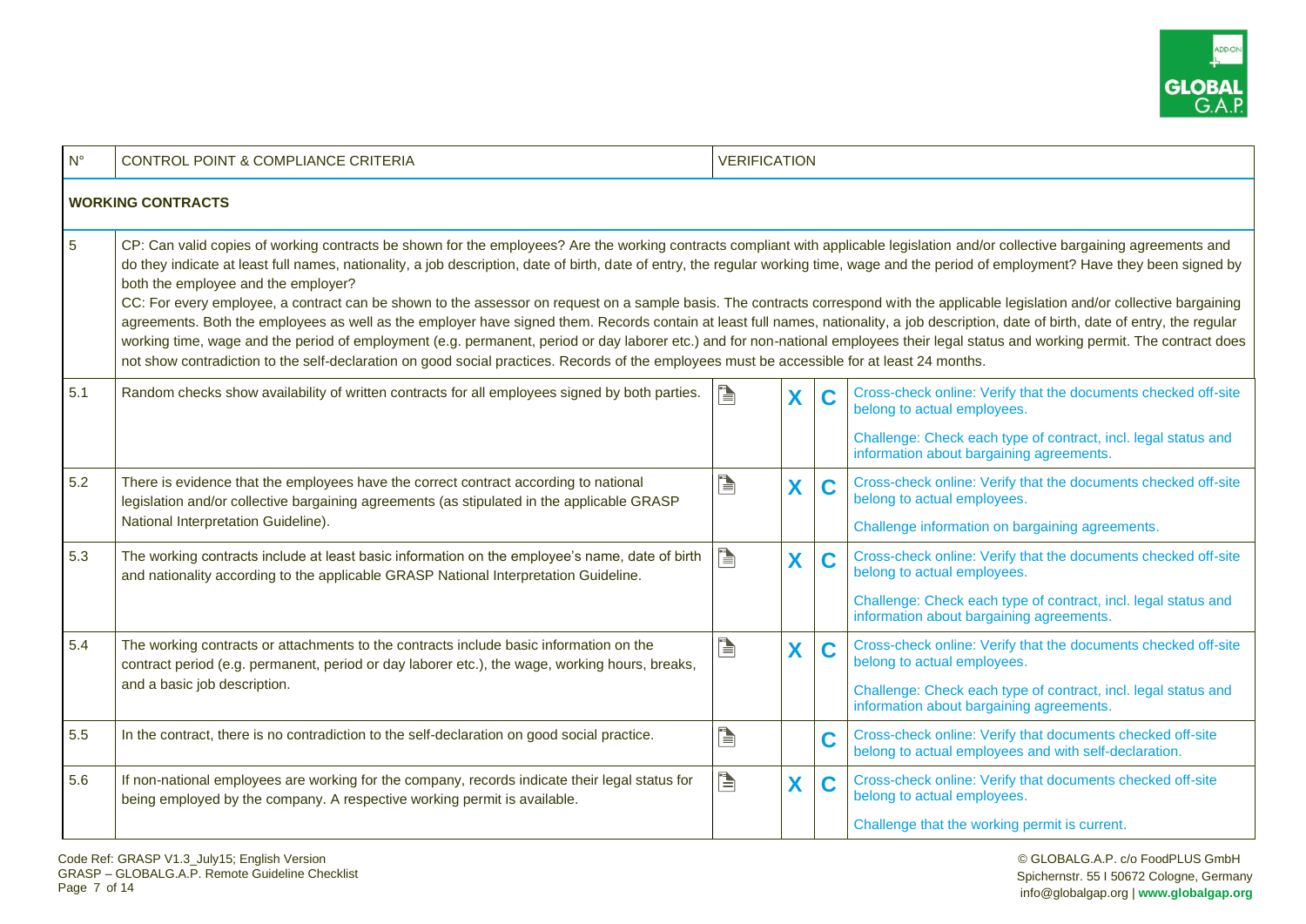| N° | CONTROL POINT & COMPLIANCE CRITERIA | VERIFICATION | | | |
|---|---|---|---|---|---|
| **WORKING CONTRACTS** | | | | | |
| 5 | CP: Can valid copies of working contracts be shown for the employees? Are the working contracts compliant with applicable legislation and/or collective bargaining agreements and do they indicate at least full names, nationality, a job description, date of birth, date of entry, the regular working time, wage and the period of employment? Have they been signed by both the employee and the employer?<br>CC: For every employee, a contract can be shown to the assessor on request on a sample basis. The contracts correspond with the applicable legislation and/or collective bargaining agreements. Both the employees as well as the employer have signed them. Records contain at least full names, nationality, a job description, date of birth, date of entry, the regular working time, wage and the period of employment (e.g. permanent, period or day laborer etc.) and for non-national employees their legal status and working permit. The contract does not show contradiction to the self-declaration on good social practices. Records of the employees must be accessible for at least 24 months. | | | | |
| 5.1 | Random checks show availability of written contracts for all employees signed by both parties. | | X | C | Cross-check online: Verify that the documents checked off-site belong to actual employees.<br>Challenge: Check each type of contract, incl. legal status and information about bargaining agreements. |
| 5.2 | There is evidence that the employees have the correct contract according to national legislation and/or collective bargaining agreements (as stipulated in the applicable GRASP National Interpretation Guideline). | | X | C | Cross-check online: Verify that the documents checked off-site belong to actual employees.<br>Challenge information on bargaining agreements. |
| 5.3 | The working contracts include at least basic information on the employee's name, date of birth and nationality according to the applicable GRASP National Interpretation Guideline. | | X | C | Cross-check online: Verify that the documents checked off-site belong to actual employees.<br>Challenge: Check each type of contract, incl. legal status and information about bargaining agreements. |
| 5.4 | The working contracts or attachments to the contracts include basic information on the contract period (e.g. permanent, period or day laborer etc.), the wage, working hours, breaks, and a basic job description. | | X | C | Cross-check online: Verify that the documents checked off-site belong to actual employees.<br>Challenge: Check each type of contract, incl. legal status and information about bargaining agreements. |
| 5.5 | In the contract, there is no contradiction to the self-declaration on good social practice. | | | C | Cross-check online: Verify that documents checked off-site belong to actual employees and with self-declaration. |
| 5.6 | If non-national employees are working for the company, records indicate their legal status for being employed by the company. A respective working permit is available. | | X | C | Cross-check online: Verify that documents checked off-site belong to actual employees.<br>Challenge that the working permit is current. |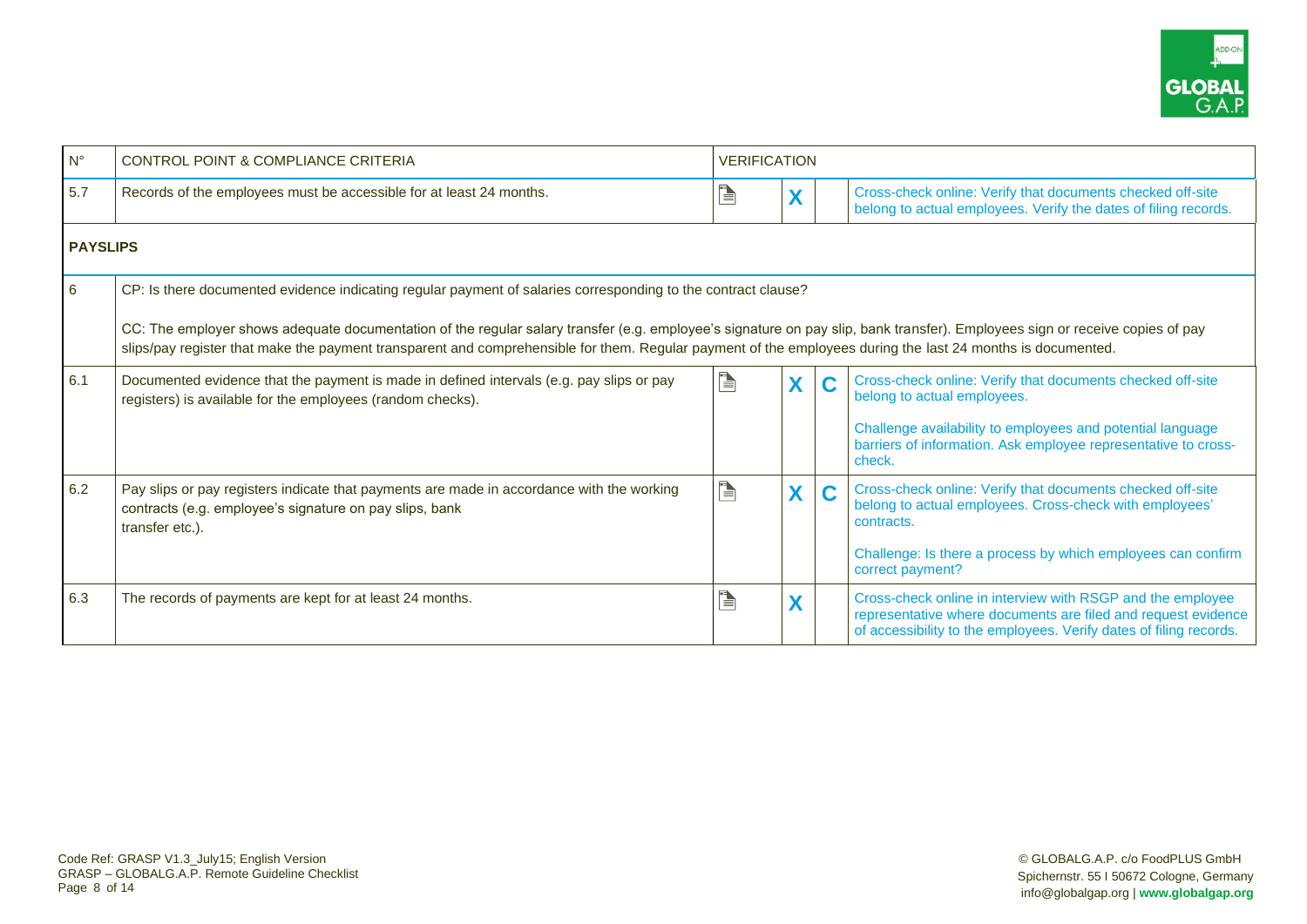| N° | CONTROL POINT & COMPLIANCE CRITERIA | VERIFICATION | | | |
|---|---|---|---|---|---|
| 5.7 | Records of the employees must be accessible for at least 24 months. | 🗎 | X | | Cross-check online: Verify that documents checked off-site belong to actual employees. Verify the dates of filing records. |
| **PAYSLIPS** | | | | | |
| 6 | CP: Is there documented evidence indicating regular payment of salaries corresponding to the contract clause?<br><br>CC: The employer shows adequate documentation of the regular salary transfer (e.g. employee's signature on pay slip, bank transfer). Employees sign or receive copies of pay slips/pay register that make the payment transparent and comprehensible for them. Regular payment of the employees during the last 24 months is documented. | | | | |
| 6.1 | Documented evidence that the payment is made in defined intervals (e.g. pay slips or pay registers) is available for the employees (random checks). | 🗎 | X | C | Cross-check online: Verify that documents checked off-site belong to actual employees.<br><br>Challenge availability to employees and potential language barriers of information. Ask employee representative to cross-check. |
| 6.2 | Pay slips or pay registers indicate that payments are made in accordance with the working contracts (e.g. employee's signature on pay slips, bank transfer etc.). | 🗎 | X | C | Cross-check online: Verify that documents checked off-site belong to actual employees. Cross-check with employees' contracts.<br><br>Challenge: Is there a process by which employees can confirm correct payment? |
| 6.3 | The records of payments are kept for at least 24 months. | 🗎 | X | | Cross-check online in interview with RSGP and the employee representative where documents are filed and request evidence of accessibility to the employees. Verify dates of filing records. |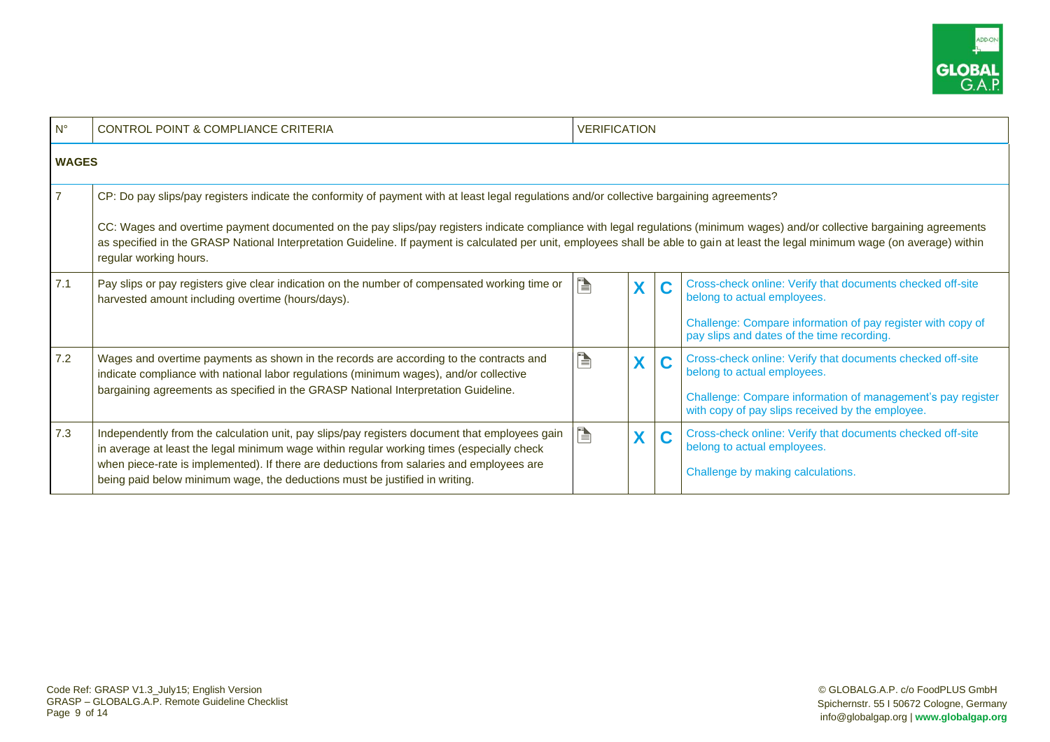| N° | CONTROL POINT & COMPLIANCE CRITERIA | VERIFICATION | | | |
|---|---|---|---|---|---|
| **WAGES** | | | | | |
| 7 | CP: Do pay slips/pay registers indicate the conformity of payment with at least legal regulations and/or collective bargaining agreements?<br><br>CC: Wages and overtime payment documented on the pay slips/pay registers indicate compliance with legal regulations (minimum wages) and/or collective bargaining agreements as specified in the GRASP National Interpretation Guideline. If payment is calculated per unit, employees shall be able to gain at least the legal minimum wage (on average) within regular working hours. | | | | |
| 7.1 | Pay slips or pay registers give clear indication on the number of compensated working time or harvested amount including overtime (hours/days). | | X | C | Cross-check online: Verify that documents checked off-site belong to actual employees.<br><br>Challenge: Compare information of pay register with copy of pay slips and dates of the time recording. |
| 7.2 | Wages and overtime payments as shown in the records are according to the contracts and indicate compliance with national labor regulations (minimum wages), and/or collective bargaining agreements as specified in the GRASP National Interpretation Guideline. | | X | C | Cross-check online: Verify that documents checked off-site belong to actual employees.<br><br>Challenge: Compare information of management's pay register with copy of pay slips received by the employee. |
| 7.3 | Independently from the calculation unit, pay slips/pay registers document that employees gain in average at least the legal minimum wage within regular working times (especially check when piece-rate is implemented). If there are deductions from salaries and employees are being paid below minimum wage, the deductions must be justified in writing. | | X | C | Cross-check online: Verify that documents checked off-site belong to actual employees.<br><br>Challenge by making calculations. |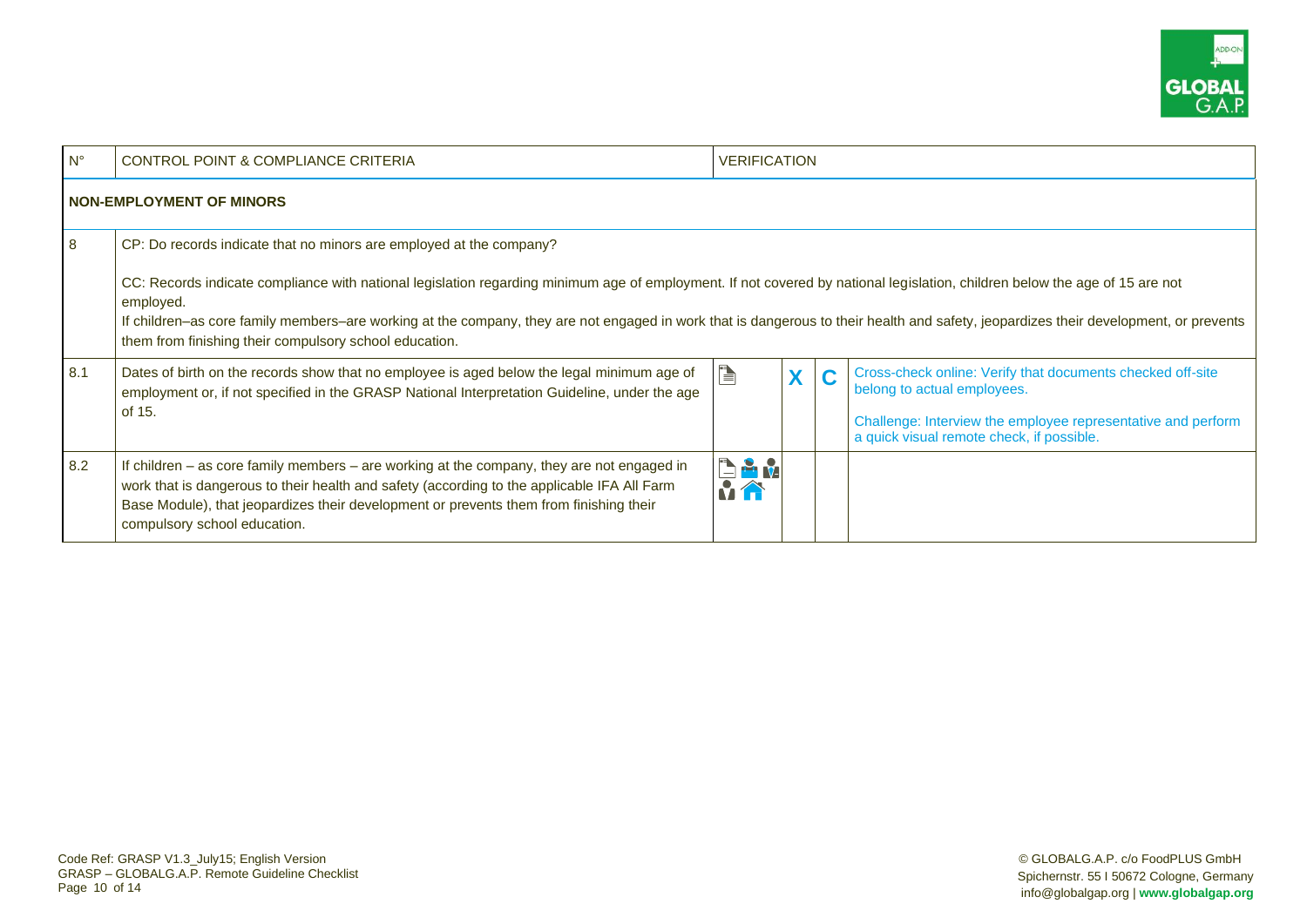| N° | CONTROL POINT & COMPLIANCE CRITERIA | VERIFICATION | | | |
|---|---|---|---|---|---|
| **NON-EMPLOYMENT OF MINORS** | | | | | |
| 8 | CP: Do records indicate that no minors are employed at the company?<br><br>CC: Records indicate compliance with national legislation regarding minimum age of employment. If not covered by national legislation, children below the age of 15 are not employed.<br>If children–as core family members–are working at the company, they are not engaged in work that is dangerous to their health and safety, jeopardizes their development, or prevents them from finishing their compulsory school education. | | | | |
| 8.1 | Dates of birth on the records show that no employee is aged below the legal minimum age of employment or, if not specified in the GRASP National Interpretation Guideline, under the age of 15. | | X | C | Cross-check online: Verify that documents checked off-site belong to actual employees.<br><br>Challenge: Interview the employee representative and perform a quick visual remote check, if possible. |
| 8.2 | If children – as core family members – are working at the company, they are not engaged in work that is dangerous to their health and safety (according to the applicable IFA All Farm Base Module), that jeopardizes their development or prevents them from finishing their compulsory school education. | | | | |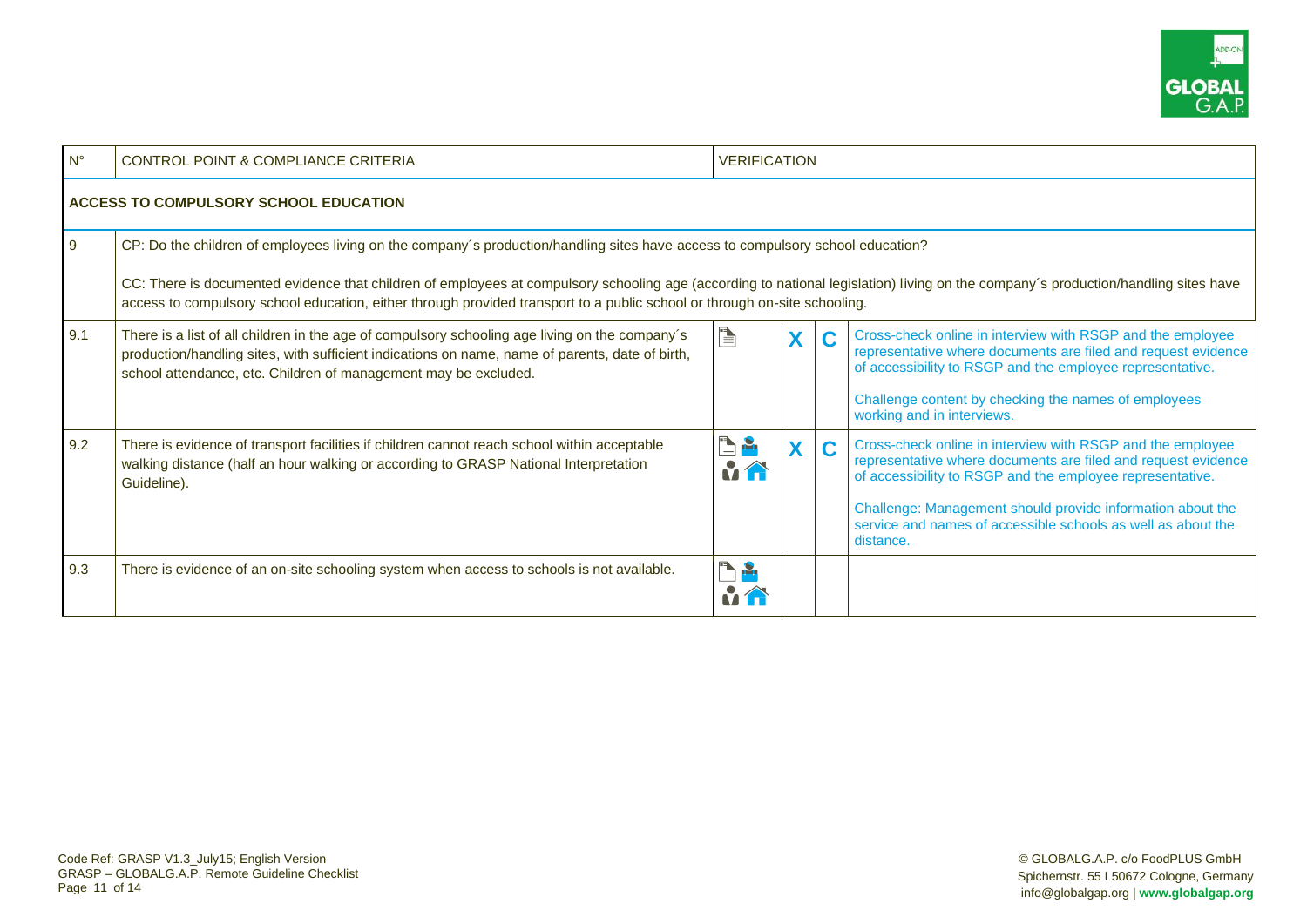| N° | CONTROL POINT & COMPLIANCE CRITERIA | VERIFICATION | | | |
|---|---|---|---|---|---|
| **ACCESS TO COMPULSORY SCHOOL EDUCATION** | | | | | |
| 9 | CP: Do the children of employees living on the company´s production/handling sites have access to compulsory school education?<br><br>CC: There is documented evidence that children of employees at compulsory schooling age (according to national legislation) living on the company´s production/handling sites have access to compulsory school education, either through provided transport to a public school or through on-site schooling. | | | | |
| 9.1 | There is a list of all children in the age of compulsory schooling age living on the company´s production/handling sites, with sufficient indications on name, name of parents, date of birth, school attendance, etc. Children of management may be excluded. | | X | C | Cross-check online in interview with RSGP and the employee representative where documents are filed and request evidence of accessibility to RSGP and the employee representative.<br><br>Challenge content by checking the names of employees working and in interviews. |
| 9.2 | There is evidence of transport facilities if children cannot reach school within acceptable walking distance (half an hour walking or according to GRASP National Interpretation Guideline). | | X | C | Cross-check online in interview with RSGP and the employee representative where documents are filed and request evidence of accessibility to RSGP and the employee representative.<br><br>Challenge: Management should provide information about the service and names of accessible schools as well as about the distance. |
| 9.3 | There is evidence of an on-site schooling system when access to schools is not available. | | | | |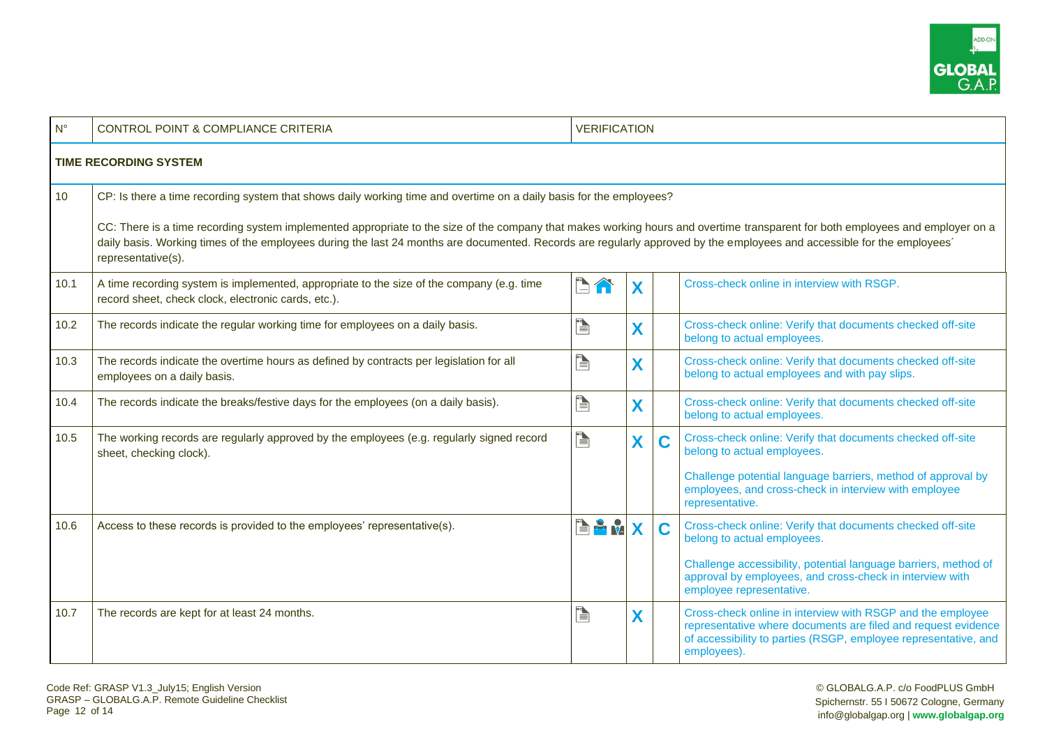| N° | CONTROL POINT & COMPLIANCE CRITERIA | VERIFICATION | | | |
|---|---|---|---|---|---|
| **TIME RECORDING SYSTEM** | | | | | |
| 10 | CP: Is there a time recording system that shows daily working time and overtime on a daily basis for the employees?<br><br>CC: There is a time recording system implemented appropriate to the size of the company that makes working hours and overtime transparent for both employees and employer on a daily basis. Working times of the employees during the last 24 months are documented. Records are regularly approved by the employees and accessible for the employees´ representative(s). | | | | |
| 10.1 | A time recording system is implemented, appropriate to the size of the company (e.g. time record sheet, check clock, electronic cards, etc.). | | X | | Cross-check online in interview with RSGP. |
| 10.2 | The records indicate the regular working time for employees on a daily basis. | | X | | Cross-check online: Verify that documents checked off-site belong to actual employees. |
| 10.3 | The records indicate the overtime hours as defined by contracts per legislation for all employees on a daily basis. | | X | | Cross-check online: Verify that documents checked off-site belong to actual employees and with pay slips. |
| 10.4 | The records indicate the breaks/festive days for the employees (on a daily basis). | | X | | Cross-check online: Verify that documents checked off-site belong to actual employees. |
| 10.5 | The working records are regularly approved by the employees (e.g. regularly signed record sheet, checking clock). | | X | C | Cross-check online: Verify that documents checked off-site belong to actual employees.<br><br>Challenge potential language barriers, method of approval by employees, and cross-check in interview with employee representative. |
| 10.6 | Access to these records is provided to the employees' representative(s). | | X | C | Cross-check online: Verify that documents checked off-site belong to actual employees.<br><br>Challenge accessibility, potential language barriers, method of approval by employees, and cross-check in interview with employee representative. |
| 10.7 | The records are kept for at least 24 months. | | X | | Cross-check online in interview with RSGP and the employee representative where documents are filed and request evidence of accessibility to parties (RSGP, employee representative, and employees). |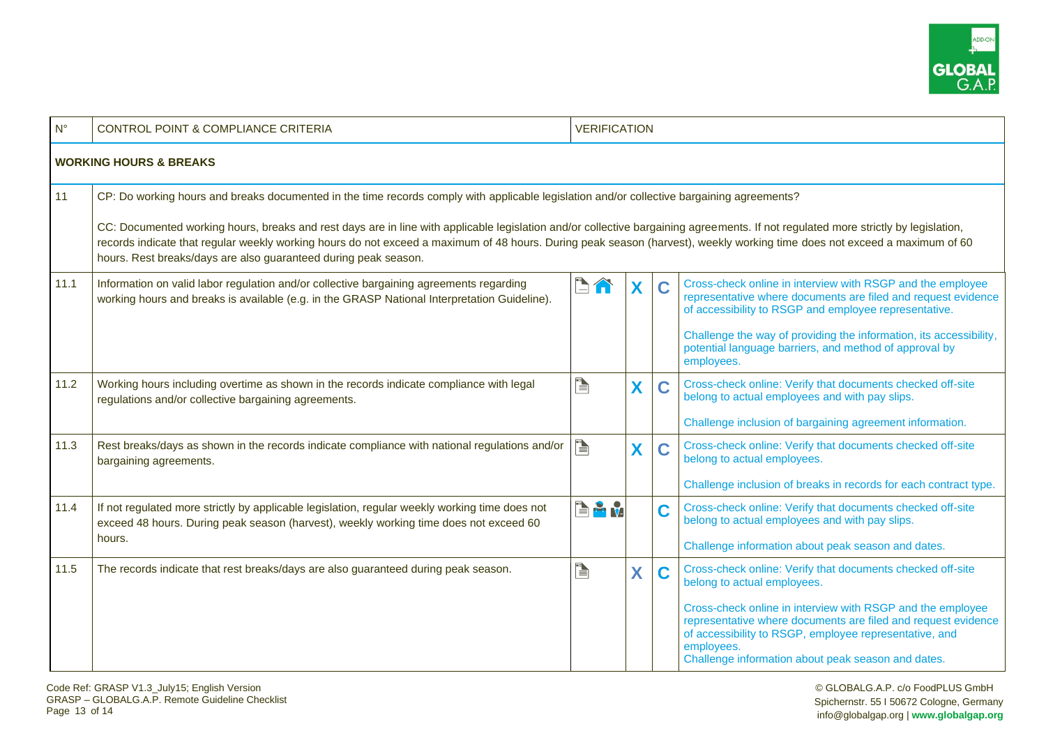| N° | CONTROL POINT & COMPLIANCE CRITERIA | VERIFICATION | | | |
|---|---|---|---|---|---|
| **WORKING HOURS & BREAKS** | | | | | |
| 11 | CP: Do working hours and breaks documented in the time records comply with applicable legislation and/or collective bargaining agreements?<br><br>CC: Documented working hours, breaks and rest days are in line with applicable legislation and/or collective bargaining agreements. If not regulated more strictly by legislation, records indicate that regular weekly working hours do not exceed a maximum of 48 hours. During peak season (harvest), weekly working time does not exceed a maximum of 60 hours. Rest breaks/days are also guaranteed during peak season. | | | | |
| 11.1 | Information on valid labor regulation and/or collective bargaining agreements regarding working hours and breaks is available (e.g. in the GRASP National Interpretation Guideline). | | X | C | Cross-check online in interview with RSGP and the employee representative where documents are filed and request evidence of accessibility to RSGP and employee representative.<br><br>Challenge the way of providing the information, its accessibility, potential language barriers, and method of approval by employees. |
| 11.2 | Working hours including overtime as shown in the records indicate compliance with legal regulations and/or collective bargaining agreements. | | X | C | Cross-check online: Verify that documents checked off-site belong to actual employees and with pay slips.<br><br>Challenge inclusion of bargaining agreement information. |
| 11.3 | Rest breaks/days as shown in the records indicate compliance with national regulations and/or bargaining agreements. | | X | C | Cross-check online: Verify that documents checked off-site belong to actual employees.<br><br>Challenge inclusion of breaks in records for each contract type. |
| 11.4 | If not regulated more strictly by applicable legislation, regular weekly working time does not exceed 48 hours. During peak season (harvest), weekly working time does not exceed 60 hours. | | | C | Cross-check online: Verify that documents checked off-site belong to actual employees and with pay slips.<br><br>Challenge information about peak season and dates. |
| 11.5 | The records indicate that rest breaks/days are also guaranteed during peak season. | | X | C | Cross-check online: Verify that documents checked off-site belong to actual employees.<br><br>Cross-check online in interview with RSGP and the employee representative where documents are filed and request evidence of accessibility to RSGP, employee representative, and employees.<br>Challenge information about peak season and dates. |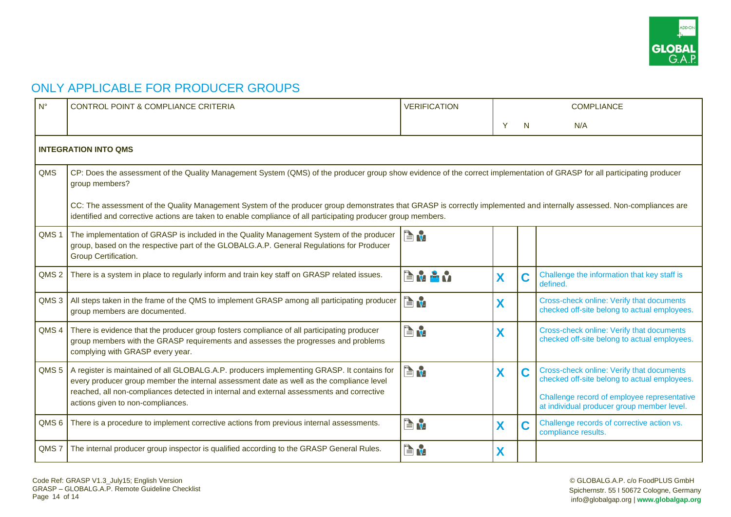## ONLY APPLICABLE FOR PRODUCER GROUPS

| N° | CONTROL POINT & COMPLIANCE CRITERIA | VERIFICATION | COMPLIANCE | | |
|---|---|---|---|---|---|
| | | | Y | N | N/A |
| **INTEGRATION INTO QMS** | | | | | |
| QMS | CP: Does the assessment of the Quality Management System (QMS) of the producer group show evidence of the correct implementation of GRASP for all participating producer group members?<br><br>CC: The assessment of the Quality Management System of the producer group demonstrates that GRASP is correctly implemented and internally assessed. Non-compliances are identified and corrective actions are taken to enable compliance of all participating producer group members. | | | | |
| QMS 1 | The implementation of GRASP is included in the Quality Management System of the producer group, based on the respective part of the GLOBALG.A.P. General Regulations for Producer Group Certification. | | | | |
| QMS 2 | There is a system in place to regularly inform and train key staff on GRASP related issues. | | X | C | Challenge the information that key staff is defined. |
| QMS 3 | All steps taken in the frame of the QMS to implement GRASP among all participating producer group members are documented. | | X | | Cross-check online: Verify that documents checked off-site belong to actual employees. |
| QMS 4 | There is evidence that the producer group fosters compliance of all participating producer group members with the GRASP requirements and assesses the progresses and problems complying with GRASP every year. | | X | | Cross-check online: Verify that documents checked off-site belong to actual employees. |
| QMS 5 | A register is maintained of all GLOBALG.A.P. producers implementing GRASP. It contains for every producer group member the internal assessment date as well as the compliance level reached, all non-compliances detected in internal and external assessments and corrective actions given to non-compliances. | | X | C | Cross-check online: Verify that documents checked off-site belong to actual employees.<br><br>Challenge record of employee representative at individual producer group member level. |
| QMS 6 | There is a procedure to implement corrective actions from previous internal assessments. | | X | C | Challenge records of corrective action vs. compliance results. |
| QMS 7 | The internal producer group inspector is qualified according to the GRASP General Rules. | | X | | |